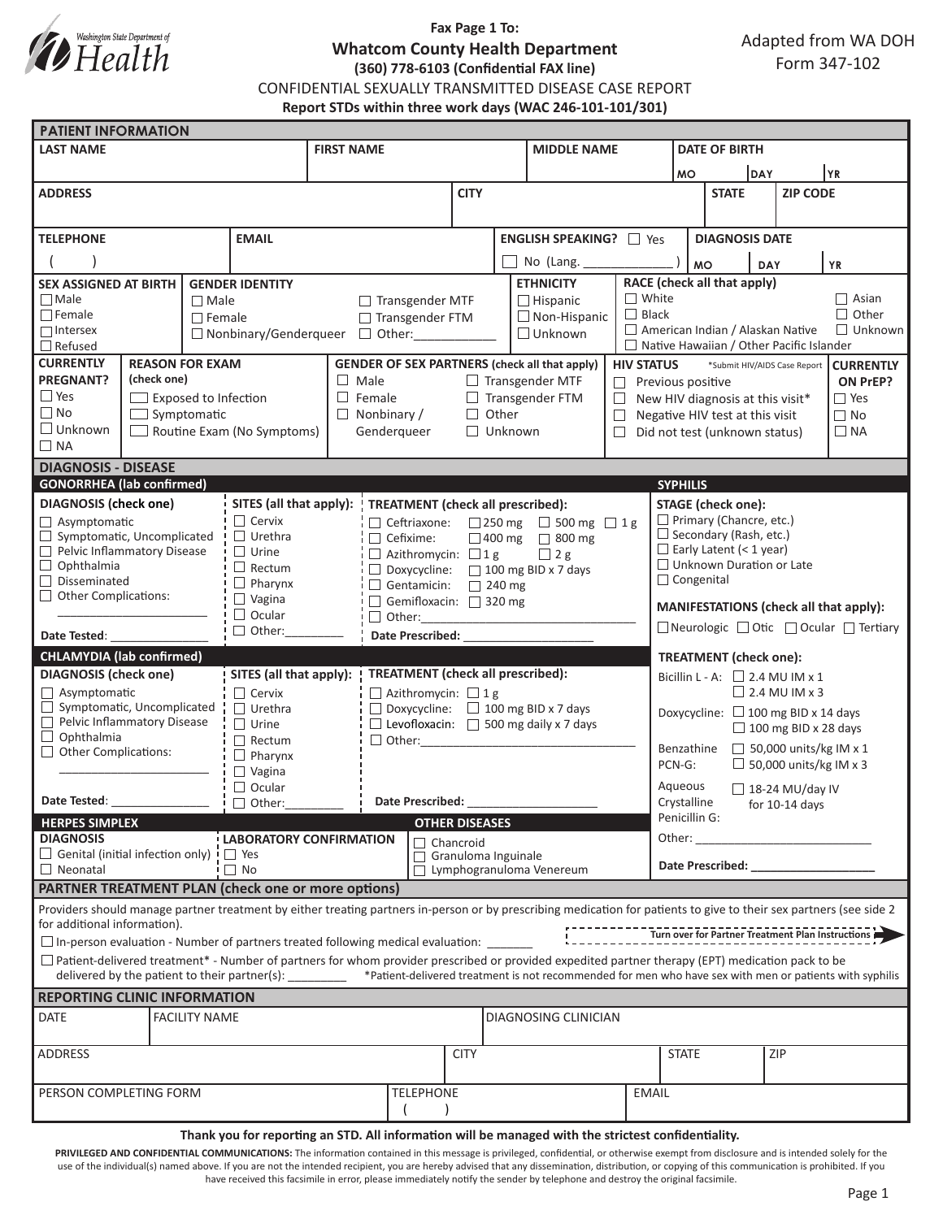Washington State Department of Health

**Fax Page 1 To:**
**Whatcom County Health Department**
**(360) 778-6103 (Confidential FAX line)**

Adapted from WA DOH Form 347-102

# CONFIDENTIAL SEXUALLY TRANSMITTED DISEASE CASE REPORT

**Report STDs within three work days (WAC 246-101-101/301)**

## PATIENT INFORMATION

| LAST NAME | FIRST NAME | MIDDLE NAME | DATE OF BIRTH (MO / DAY / YR) |
|---|---|---|---|
| | | | |

| ADDRESS | CITY | STATE | ZIP CODE |
|---|---|---|---|
| | | | |

| TELEPHONE | EMAIL | ENGLISH SPEAKING? | DIAGNOSIS DATE (MO / DAY / YR) |
|---|---|---|---|
| ( ) | | ☐ Yes ☐ No (Lang. ____________ ) | |

**SEX ASSIGNED AT BIRTH**
- ☐ Male
- ☐ Female
- ☐ Intersex
- ☐ Refused

**GENDER IDENTITY**
- ☐ Male
- ☐ Female
- ☐ Nonbinary/Genderqueer
- ☐ Transgender MTF
- ☐ Transgender FTM
- ☐ Other:___________

**ETHNICITY**
- ☐ Hispanic
- ☐ Non-Hispanic
- ☐ Unknown

**RACE (check all that apply)**
- ☐ White
- ☐ Black
- ☐ American Indian / Alaskan Native
- ☐ Native Hawaiian / Other Pacific Islander
- ☐ Asian
- ☐ Other
- ☐ Unknown

**CURRENTLY PREGNANT?**
- ☐ Yes
- ☐ No
- ☐ Unknown
- ☐ NA

**REASON FOR EXAM (check one)**
- ☐ Exposed to Infection
- ☐ Symptomatic
- ☐ Routine Exam (No Symptoms)

**GENDER OF SEX PARTNERS (check all that apply)**
- ☐ Male
- ☐ Female
- ☐ Nonbinary / Genderqueer
- ☐ Transgender MTF
- ☐ Transgender FTM
- ☐ Other
- ☐ Unknown

**HIV STATUS** *Submit HIV/AIDS Case Report
- ☐ Previous positive
- ☐ New HIV diagnosis at this visit*
- ☐ Negative HIV test at this visit
- ☐ Did not test (unknown status)

**CURRENTLY ON PrEP?**
- ☐ Yes
- ☐ No
- ☐ NA

## DIAGNOSIS - DISEASE

### GONORRHEA (lab confirmed)

**DIAGNOSIS (check one)**
- ☐ Asymptomatic
- ☐ Symptomatic, Uncomplicated
- ☐ Pelvic Inflammatory Disease
- ☐ Ophthalmia
- ☐ Disseminated
- ☐ Other Complications: ______________________

Date Tested: _______________

**SITES (all that apply):**
- ☐ Cervix
- ☐ Urethra
- ☐ Urine
- ☐ Rectum
- ☐ Pharynx
- ☐ Vagina
- ☐ Ocular
- ☐ Other:_________

**TREATMENT (check all prescribed):**
- ☐ Ceftriaxone: ☐ 250 mg ☐ 500 mg ☐ 1 g
- ☐ Cefixime: ☐ 400 mg ☐ 800 mg
- ☐ Azithromycin: ☐ 1 g ☐ 2 g
- ☐ Doxycycline: ☐ 100 mg BID x 7 days
- ☐ Gentamicin: ☐ 240 mg
- ☐ Gemifloxacin: ☐ 320 mg
- ☐ Other:_________________________________

Date Prescribed: ____________________

### CHLAMYDIA (lab confirmed)

**DIAGNOSIS (check one)**
- ☐ Asymptomatic
- ☐ Symptomatic, Uncomplicated
- ☐ Pelvic Inflammatory Disease
- ☐ Ophthalmia
- ☐ Other Complications: ______________________

Date Tested: _______________

**SITES (all that apply):**
- ☐ Cervix
- ☐ Urethra
- ☐ Urine
- ☐ Rectum
- ☐ Pharynx
- ☐ Vagina
- ☐ Ocular
- ☐ Other:_________

**TREATMENT (check all prescribed):**
- ☐ Azithromycin: ☐ 1 g
- ☐ Doxycycline: ☐ 100 mg BID x 7 days
- ☐ Levofloxacin: ☐ 500 mg daily x 7 days
- ☐ Other:_________________________________

Date Prescribed: ____________________

### SYPHILIS

**STAGE (check one):**
- ☐ Primary (Chancre, etc.)
- ☐ Secondary (Rash, etc.)
- ☐ Early Latent (< 1 year)
- ☐ Unknown Duration or Late
- ☐ Congenital

**MANIFESTATIONS (check all that apply):**
☐ Neurologic ☐ Otic ☐ Ocular ☐ Tertiary

**TREATMENT (check one):**
- Bicillin L - A: ☐ 2.4 MU IM x 1 ☐ 2.4 MU IM x 3
- Doxycycline: ☐ 100 mg BID x 14 days ☐ 100 mg BID x 28 days
- Benzathine PCN-G: ☐ 50,000 units/kg IM x 1 ☐ 50,000 units/kg IM x 3
- Aqueous Crystalline Penicillin G: ☐ 18-24 MU/day IV for 10-14 days
- Other: ___________________________

Date Prescribed: ___________________

### HERPES SIMPLEX

**DIAGNOSIS**
- ☐ Genital (initial infection only)
- ☐ Neonatal

**LABORATORY CONFIRMATION**
- ☐ Yes
- ☐ No

### OTHER DISEASES
- ☐ Chancroid
- ☐ Granuloma Inguinale
- ☐ Lymphogranuloma Venereum

## PARTNER TREATMENT PLAN (check one or more options)

Providers should manage partner treatment by either treating partners in-person or by prescribing medication for patients to give to their sex partners (see side 2 for additional information).

**Turn over for Partner Treatment Plan Instructions**

☐ In-person evaluation - Number of partners treated following medical evaluation: _______

☐ Patient-delivered treatment* - Number of partners for whom provider prescribed or provided expedited partner therapy (EPT) medication pack to be delivered by the patient to their partner(s): ________ *Patient-delivered treatment is not recommended for men who have sex with men or patients with syphilis

## REPORTING CLINIC INFORMATION

| DATE | FACILITY NAME | DIAGNOSING CLINICIAN |
|---|---|---|
| | | |

| ADDRESS | CITY | STATE | ZIP |
|---|---|---|---|
| | | | |

| PERSON COMPLETING FORM | TELEPHONE | EMAIL |
|---|---|---|
| | ( ) | |

**Thank you for reporting an STD. All information will be managed with the strictest confidentiality.**

**PRIVILEGED AND CONFIDENTIAL COMMUNICATIONS:** The information contained in this message is privileged, confidential, or otherwise exempt from disclosure and is intended solely for the use of the individual(s) named above. If you are not the intended recipient, you are hereby advised that any dissemination, distribution, or copying of this communication is prohibited. If you have received this facsimile in error, please immediately notify the sender by telephone and destroy the original facsimile.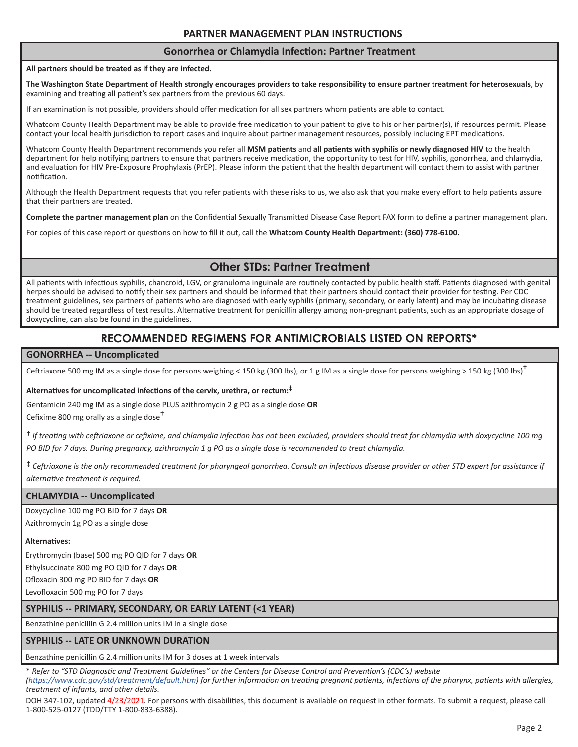# PARTNER MANAGEMENT PLAN INSTRUCTIONS

## Gonorrhea or Chlamydia Infection: Partner Treatment

**All partners should be treated as if they are infected.**

**The Washington State Department of Health strongly encourages providers to take responsibility to ensure partner treatment for heterosexuals**, by examining and treating all patient's sex partners from the previous 60 days.

If an examination is not possible, providers should offer medication for all sex partners whom patients are able to contact.

Whatcom County Health Department may be able to provide free medication to your patient to give to his or her partner(s), if resources permit. Please contact your local health jurisdiction to report cases and inquire about partner management resources, possibly including EPT medications.

Whatcom County Health Department recommends you refer all **MSM patients** and **all patients with syphilis or newly diagnosed HIV** to the health department for help notifying partners to ensure that partners receive medication, the opportunity to test for HIV, syphilis, gonorrhea, and chlamydia, and evaluation for HIV Pre-Exposure Prophylaxis (PrEP). Please inform the patient that the health department will contact them to assist with partner notification.

Although the Health Department requests that you refer patients with these risks to us, we also ask that you make every effort to help patients assure that their partners are treated.

**Complete the partner management plan** on the Confidential Sexually Transmitted Disease Case Report FAX form to define a partner management plan.

For copies of this case report or questions on how to fill it out, call the **Whatcom County Health Department: (360) 778-6100.**

## Other STDs: Partner Treatment

All patients with infectious syphilis, chancroid, LGV, or granuloma inguinale are routinely contacted by public health staff. Patients diagnosed with genital herpes should be advised to notify their sex partners and should be informed that their partners should contact their provider for testing. Per CDC treatment guidelines, sex partners of patients who are diagnosed with early syphilis (primary, secondary, or early latent) and may be incubating disease should be treated regardless of test results. Alternative treatment for penicillin allergy among non-pregnant patients, such as an appropriate dosage of doxycycline, can also be found in the guidelines.

## RECOMMENDED REGIMENS FOR ANTIMICROBIALS LISTED ON REPORTS*

### GONORRHEA -- Uncomplicated

Ceftriaxone 500 mg IM as a single dose for persons weighing < 150 kg (300 lbs), or 1 g IM as a single dose for persons weighing > 150 kg (300 lbs)†

**Alternatives for uncomplicated infections of the cervix, urethra, or rectum:‡**

Gentamicin 240 mg IM as a single dose PLUS azithromycin 2 g PO as a single dose **OR**

Cefixime 800 mg orally as a single dose†

† *If treating with ceftriaxone or cefixime, and chlamydia infection has not been excluded, providers should treat for chlamydia with doxycycline 100 mg PO BID for 7 days. During pregnancy, azithromycin 1 g PO as a single dose is recommended to treat chlamydia.*

‡ *Ceftriaxone is the only recommended treatment for pharyngeal gonorrhea. Consult an infectious disease provider or other STD expert for assistance if alternative treatment is required.*

### CHLAMYDIA -- Uncomplicated

Doxycycline 100 mg PO BID for 7 days **OR**

Azithromycin 1g PO as a single dose

**Alternatives:**

Erythromycin (base) 500 mg PO QID for 7 days **OR**

Ethylsuccinate 800 mg PO QID for 7 days **OR**

Ofloxacin 300 mg PO BID for 7 days **OR**

Levofloxacin 500 mg PO for 7 days

### SYPHILIS -- PRIMARY, SECONDARY, OR EARLY LATENT (<1 YEAR)

Benzathine penicillin G 2.4 million units IM in a single dose

### SYPHILIS -- LATE OR UNKNOWN DURATION

Benzathine penicillin G 2.4 million units IM for 3 doses at 1 week intervals

\* *Refer to "STD Diagnostic and Treatment Guidelines" or the Centers for Disease Control and Prevention's (CDC's) website ([https://www.cdc.gov/std/treatment/default.htm](https://www.cdc.gov/std/treatment/default.htm)) for further information on treating pregnant patients, infections of the pharynx, patients with allergies, treatment of infants, and other details.*

DOH 347-102, updated 4/23/2021. For persons with disabilities, this document is available on request in other formats. To submit a request, please call 1-800-525-0127 (TDD/TTY 1-800-833-6388).